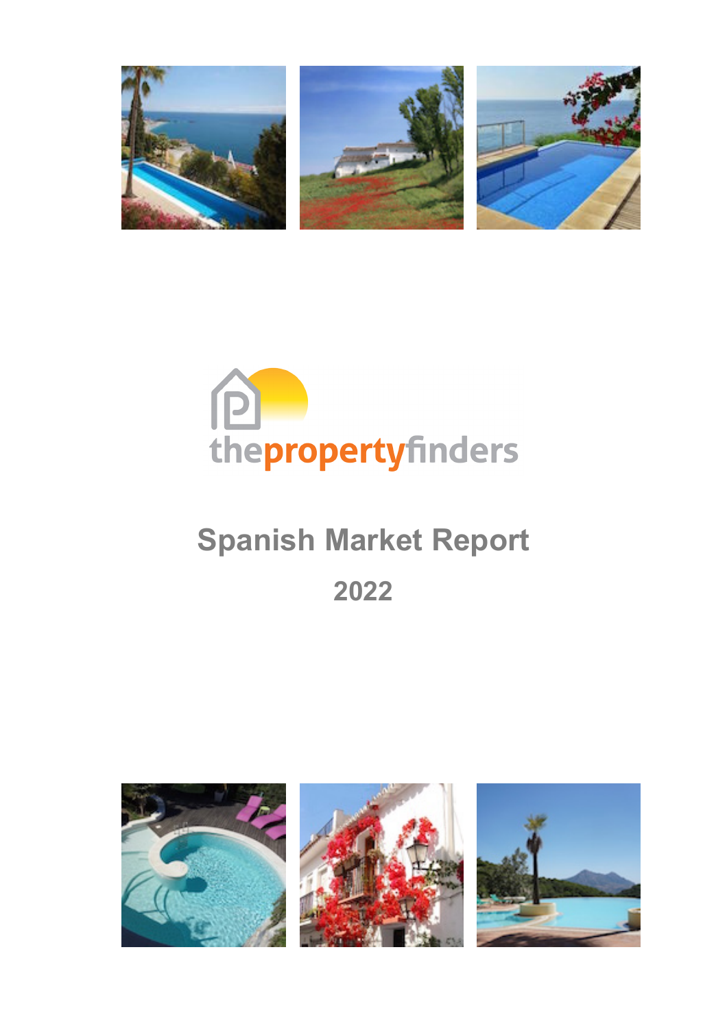thepropertyfinders

# Spanish Market Report

## 2022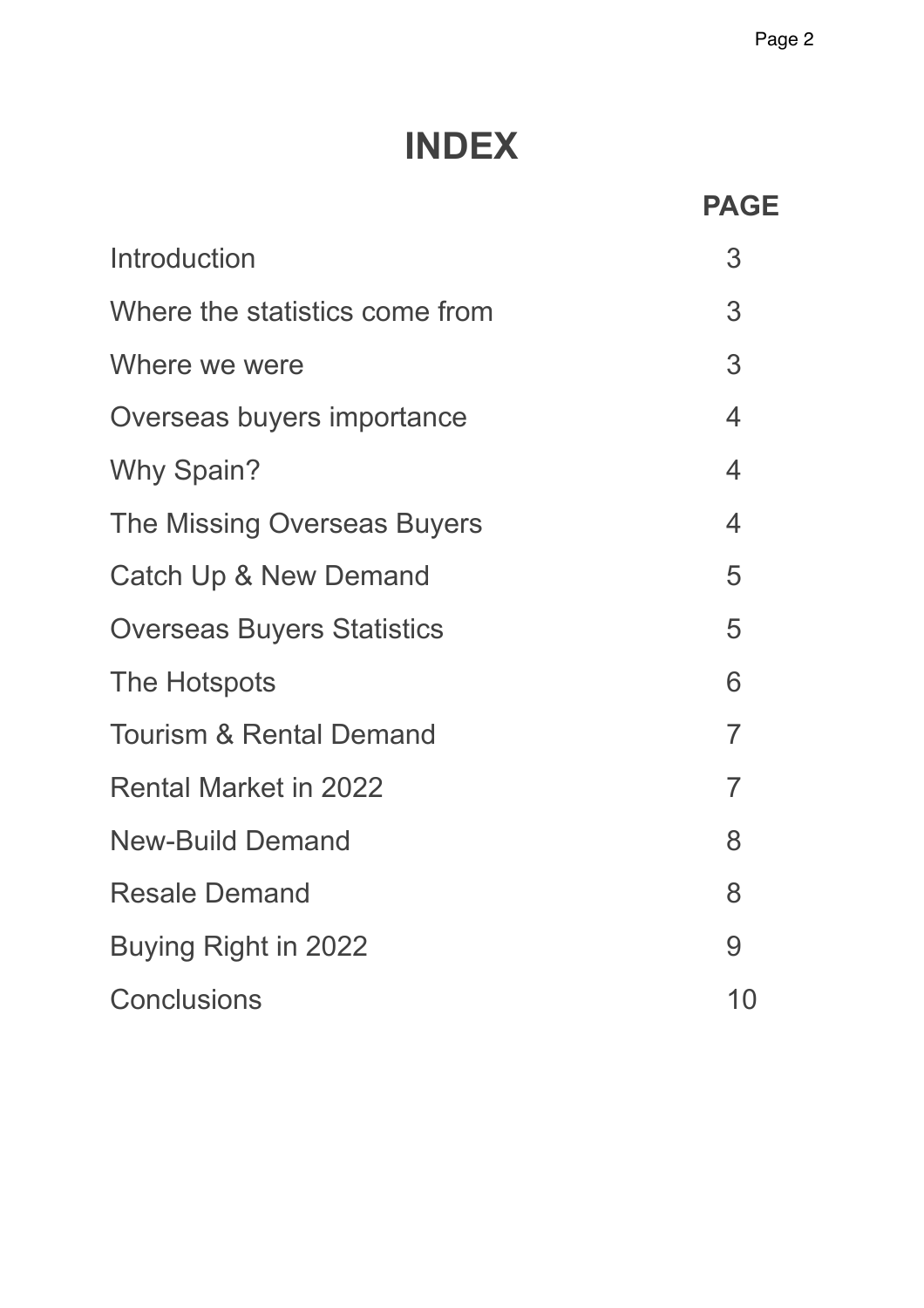# INDEX

| | PAGE |
|---|---|
| Introduction | 3 |
| Where the statistics come from | 3 |
| Where we were | 3 |
| Overseas buyers importance | 4 |
| Why Spain? | 4 |
| The Missing Overseas Buyers | 4 |
| Catch Up & New Demand | 5 |
| Overseas Buyers Statistics | 5 |
| The Hotspots | 6 |
| Tourism & Rental Demand | 7 |
| Rental Market in 2022 | 7 |
| New-Build Demand | 8 |
| Resale Demand | 8 |
| Buying Right in 2022 | 9 |
| Conclusions | 10 |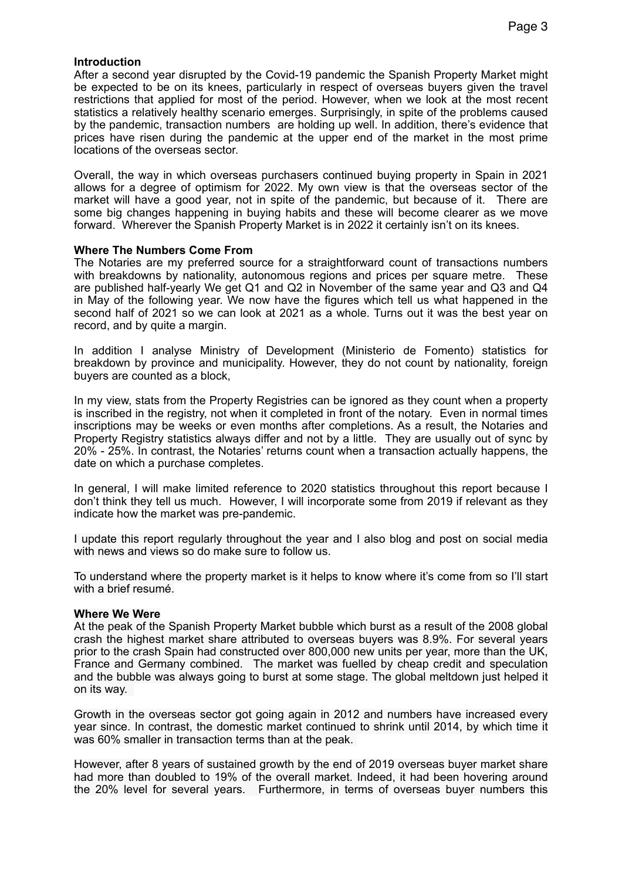**Introduction**

After a second year disrupted by the Covid-19 pandemic the Spanish Property Market might be expected to be on its knees, particularly in respect of overseas buyers given the travel restrictions that applied for most of the period. However, when we look at the most recent statistics a relatively healthy scenario emerges. Surprisingly, in spite of the problems caused by the pandemic, transaction numbers are holding up well. In addition, there's evidence that prices have risen during the pandemic at the upper end of the market in the most prime locations of the overseas sector.

Overall, the way in which overseas purchasers continued buying property in Spain in 2021 allows for a degree of optimism for 2022. My own view is that the overseas sector of the market will have a good year, not in spite of the pandemic, but because of it. There are some big changes happening in buying habits and these will become clearer as we move forward. Wherever the Spanish Property Market is in 2022 it certainly isn't on its knees.

**Where The Numbers Come From**

The Notaries are my preferred source for a straightforward count of transactions numbers with breakdowns by nationality, autonomous regions and prices per square metre. These are published half-yearly We get Q1 and Q2 in November of the same year and Q3 and Q4 in May of the following year. We now have the figures which tell us what happened in the second half of 2021 so we can look at 2021 as a whole. Turns out it was the best year on record, and by quite a margin.

In addition I analyse Ministry of Development (Ministerio de Fomento) statistics for breakdown by province and municipality. However, they do not count by nationality, foreign buyers are counted as a block,

In my view, stats from the Property Registries can be ignored as they count when a property is inscribed in the registry, not when it completed in front of the notary. Even in normal times inscriptions may be weeks or even months after completions. As a result, the Notaries and Property Registry statistics always differ and not by a little. They are usually out of sync by 20% - 25%. In contrast, the Notaries' returns count when a transaction actually happens, the date on which a purchase completes.

In general, I will make limited reference to 2020 statistics throughout this report because I don't think they tell us much. However, I will incorporate some from 2019 if relevant as they indicate how the market was pre-pandemic.

I update this report regularly throughout the year and I also blog and post on social media with news and views so do make sure to follow us.

To understand where the property market is it helps to know where it's come from so I'll start with a brief resumé.

**Where We Were**

At the peak of the Spanish Property Market bubble which burst as a result of the 2008 global crash the highest market share attributed to overseas buyers was 8.9%. For several years prior to the crash Spain had constructed over 800,000 new units per year, more than the UK, France and Germany combined. The market was fuelled by cheap credit and speculation and the bubble was always going to burst at some stage. The global meltdown just helped it on its way.

Growth in the overseas sector got going again in 2012 and numbers have increased every year since. In contrast, the domestic market continued to shrink until 2014, by which time it was 60% smaller in transaction terms than at the peak.

However, after 8 years of sustained growth by the end of 2019 overseas buyer market share had more than doubled to 19% of the overall market. Indeed, it had been hovering around the 20% level for several years. Furthermore, in terms of overseas buyer numbers this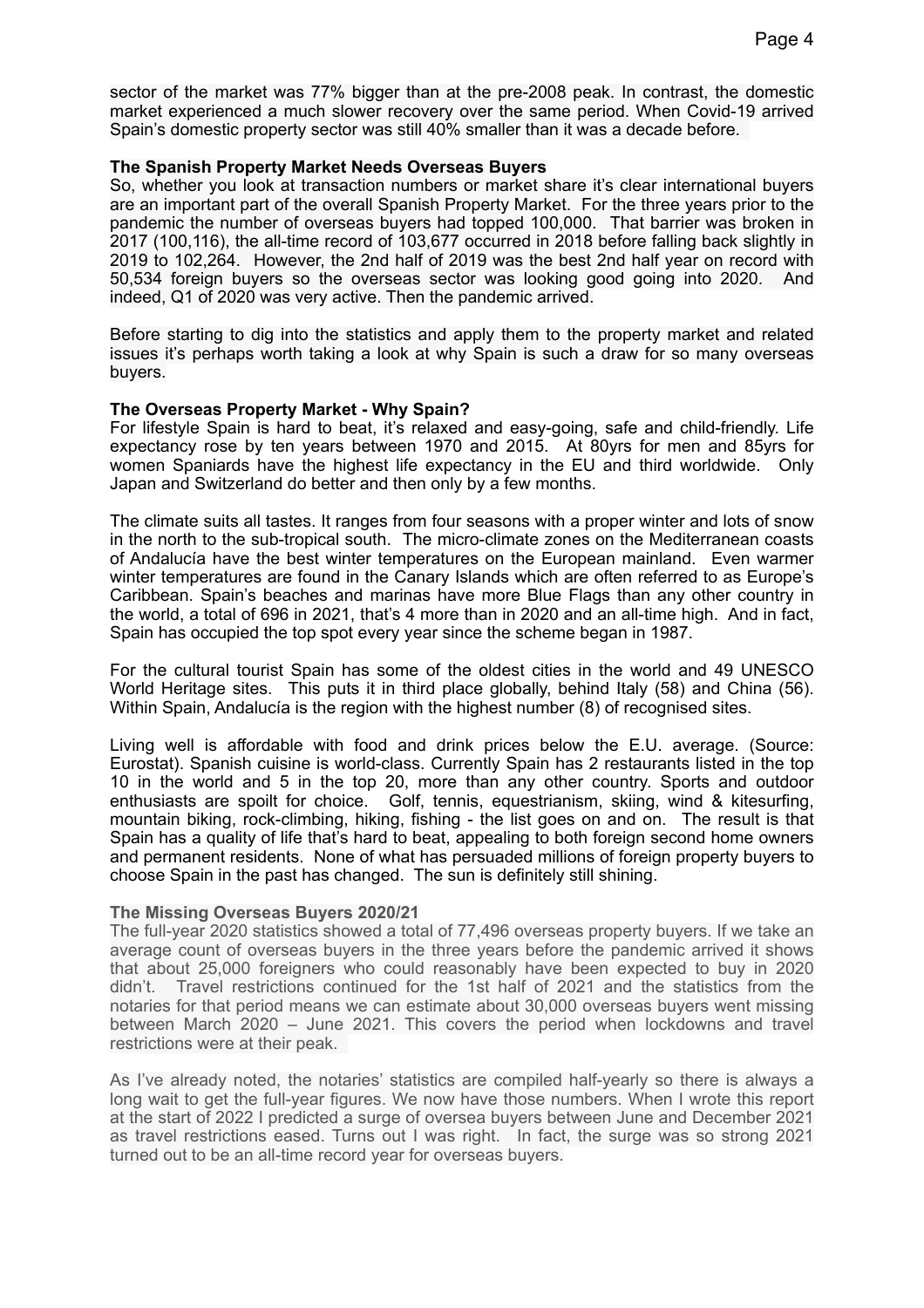sector of the market was 77% bigger than at the pre-2008 peak. In contrast, the domestic market experienced a much slower recovery over the same period. When Covid-19 arrived Spain's domestic property sector was still 40% smaller than it was a decade before.

**The Spanish Property Market Needs Overseas Buyers**

So, whether you look at transaction numbers or market share it's clear international buyers are an important part of the overall Spanish Property Market. For the three years prior to the pandemic the number of overseas buyers had topped 100,000. That barrier was broken in 2017 (100,116), the all-time record of 103,677 occurred in 2018 before falling back slightly in 2019 to 102,264. However, the 2nd half of 2019 was the best 2nd half year on record with 50,534 foreign buyers so the overseas sector was looking good going into 2020. And indeed, Q1 of 2020 was very active. Then the pandemic arrived.

Before starting to dig into the statistics and apply them to the property market and related issues it's perhaps worth taking a look at why Spain is such a draw for so many overseas buyers.

**The Overseas Property Market - Why Spain?**

For lifestyle Spain is hard to beat, it's relaxed and easy-going, safe and child-friendly. Life expectancy rose by ten years between 1970 and 2015. At 80yrs for men and 85yrs for women Spaniards have the highest life expectancy in the EU and third worldwide. Only Japan and Switzerland do better and then only by a few months.

The climate suits all tastes. It ranges from four seasons with a proper winter and lots of snow in the north to the sub-tropical south. The micro-climate zones on the Mediterranean coasts of Andalucía have the best winter temperatures on the European mainland. Even warmer winter temperatures are found in the Canary Islands which are often referred to as Europe's Caribbean. Spain's beaches and marinas have more Blue Flags than any other country in the world, a total of 696 in 2021, that's 4 more than in 2020 and an all-time high. And in fact, Spain has occupied the top spot every year since the scheme began in 1987.

For the cultural tourist Spain has some of the oldest cities in the world and 49 UNESCO World Heritage sites. This puts it in third place globally, behind Italy (58) and China (56). Within Spain, Andalucía is the region with the highest number (8) of recognised sites.

Living well is affordable with food and drink prices below the E.U. average. (Source: Eurostat). Spanish cuisine is world-class. Currently Spain has 2 restaurants listed in the top 10 in the world and 5 in the top 20, more than any other country. Sports and outdoor enthusiasts are spoilt for choice. Golf, tennis, equestrianism, skiing, wind & kitesurfing, mountain biking, rock-climbing, hiking, fishing - the list goes on and on. The result is that Spain has a quality of life that's hard to beat, appealing to both foreign second home owners and permanent residents. None of what has persuaded millions of foreign property buyers to choose Spain in the past has changed. The sun is definitely still shining.

**The Missing Overseas Buyers 2020/21**

The full-year 2020 statistics showed a total of 77,496 overseas property buyers. If we take an average count of overseas buyers in the three years before the pandemic arrived it shows that about 25,000 foreigners who could reasonably have been expected to buy in 2020 didn't. Travel restrictions continued for the 1st half of 2021 and the statistics from the notaries for that period means we can estimate about 30,000 overseas buyers went missing between March 2020 – June 2021. This covers the period when lockdowns and travel restrictions were at their peak.

As I've already noted, the notaries' statistics are compiled half-yearly so there is always a long wait to get the full-year figures. We now have those numbers. When I wrote this report at the start of 2022 I predicted a surge of oversea buyers between June and December 2021 as travel restrictions eased. Turns out I was right. In fact, the surge was so strong 2021 turned out to be an all-time record year for overseas buyers.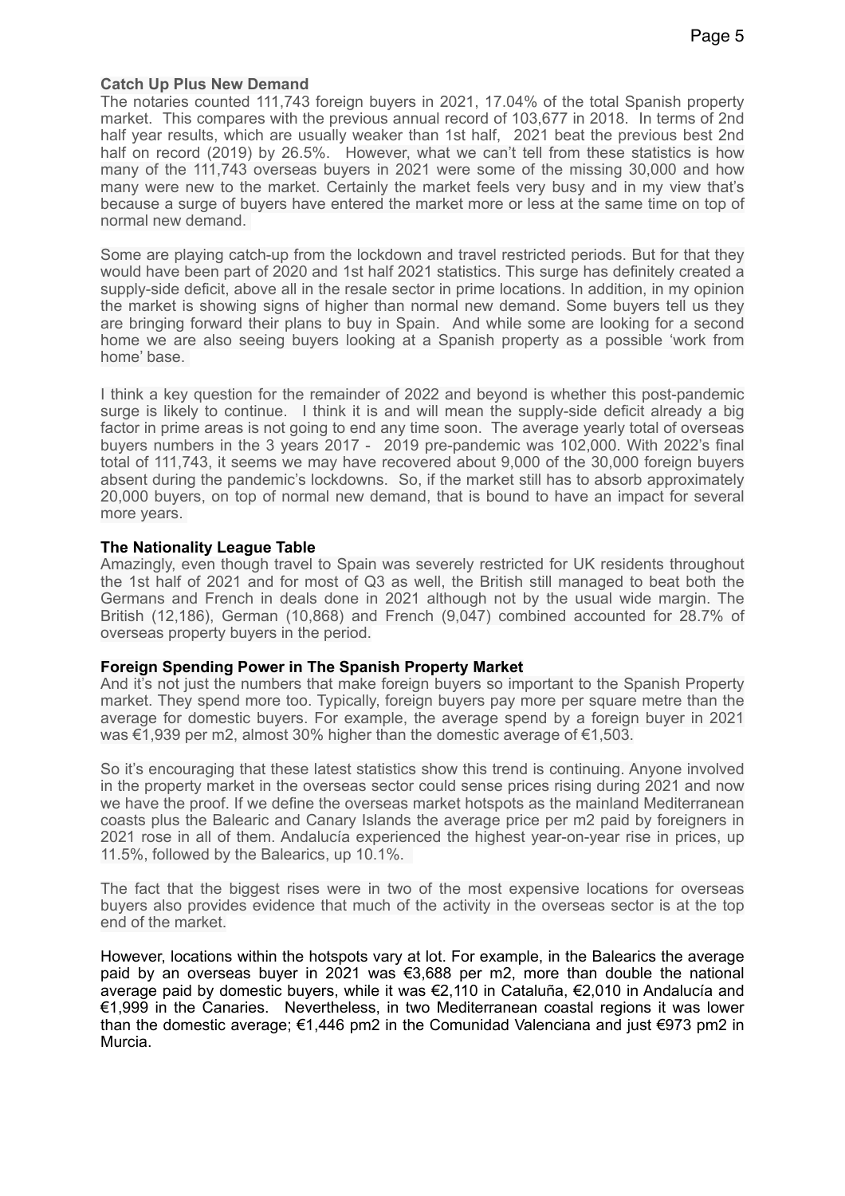**Catch Up Plus New Demand**

The notaries counted 111,743 foreign buyers in 2021, 17.04% of the total Spanish property market. This compares with the previous annual record of 103,677 in 2018. In terms of 2nd half year results, which are usually weaker than 1st half, 2021 beat the previous best 2nd half on record (2019) by 26.5%. However, what we can't tell from these statistics is how many of the 111,743 overseas buyers in 2021 were some of the missing 30,000 and how many were new to the market. Certainly the market feels very busy and in my view that's because a surge of buyers have entered the market more or less at the same time on top of normal new demand.

Some are playing catch-up from the lockdown and travel restricted periods. But for that they would have been part of 2020 and 1st half 2021 statistics. This surge has definitely created a supply-side deficit, above all in the resale sector in prime locations. In addition, in my opinion the market is showing signs of higher than normal new demand. Some buyers tell us they are bringing forward their plans to buy in Spain. And while some are looking for a second home we are also seeing buyers looking at a Spanish property as a possible 'work from home' base.

I think a key question for the remainder of 2022 and beyond is whether this post-pandemic surge is likely to continue. I think it is and will mean the supply-side deficit already a big factor in prime areas is not going to end any time soon. The average yearly total of overseas buyers numbers in the 3 years 2017 - 2019 pre-pandemic was 102,000. With 2022's final total of 111,743, it seems we may have recovered about 9,000 of the 30,000 foreign buyers absent during the pandemic's lockdowns. So, if the market still has to absorb approximately 20,000 buyers, on top of normal new demand, that is bound to have an impact for several more years.

**The Nationality League Table**

Amazingly, even though travel to Spain was severely restricted for UK residents throughout the 1st half of 2021 and for most of Q3 as well, the British still managed to beat both the Germans and French in deals done in 2021 although not by the usual wide margin. The British (12,186), German (10,868) and French (9,047) combined accounted for 28.7% of overseas property buyers in the period.

**Foreign Spending Power in The Spanish Property Market**

And it's not just the numbers that make foreign buyers so important to the Spanish Property market. They spend more too. Typically, foreign buyers pay more per square metre than the average for domestic buyers. For example, the average spend by a foreign buyer in 2021 was €1,939 per m2, almost 30% higher than the domestic average of €1,503.

So it's encouraging that these latest statistics show this trend is continuing. Anyone involved in the property market in the overseas sector could sense prices rising during 2021 and now we have the proof. If we define the overseas market hotspots as the mainland Mediterranean coasts plus the Balearic and Canary Islands the average price per m2 paid by foreigners in 2021 rose in all of them. Andalucía experienced the highest year-on-year rise in prices, up 11.5%, followed by the Balearics, up 10.1%.

The fact that the biggest rises were in two of the most expensive locations for overseas buyers also provides evidence that much of the activity in the overseas sector is at the top end of the market.

However, locations within the hotspots vary at lot. For example, in the Balearics the average paid by an overseas buyer in 2021 was €3,688 per m2, more than double the national average paid by domestic buyers, while it was €2,110 in Cataluña, €2,010 in Andalucía and €1,999 in the Canaries. Nevertheless, in two Mediterranean coastal regions it was lower than the domestic average; €1,446 pm2 in the Comunidad Valenciana and just €973 pm2 in Murcia.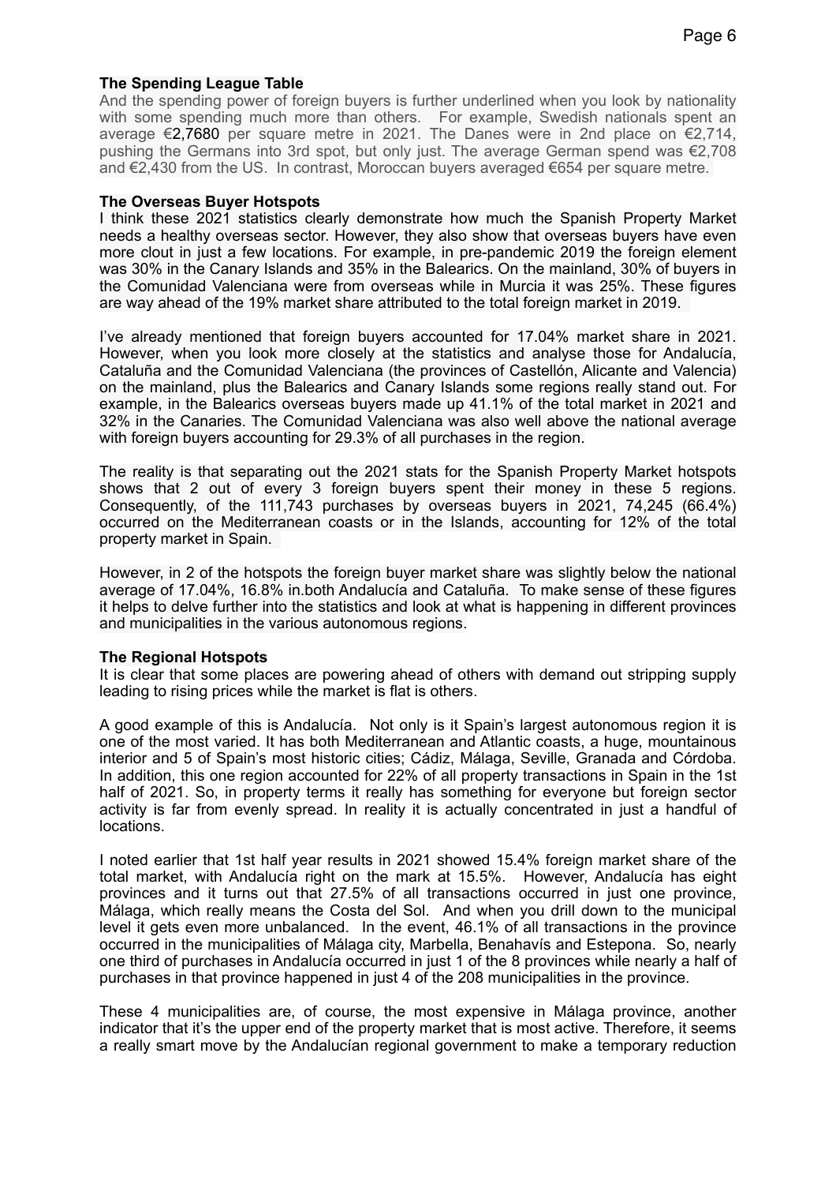**The Spending League Table**

And the spending power of foreign buyers is further underlined when you look by nationality with some spending much more than others. For example, Swedish nationals spent an average €2,7680 per square metre in 2021. The Danes were in 2nd place on €2,714, pushing the Germans into 3rd spot, but only just. The average German spend was €2,708 and €2,430 from the US. In contrast, Moroccan buyers averaged €654 per square metre.

**The Overseas Buyer Hotspots**

I think these 2021 statistics clearly demonstrate how much the Spanish Property Market needs a healthy overseas sector. However, they also show that overseas buyers have even more clout in just a few locations. For example, in pre-pandemic 2019 the foreign element was 30% in the Canary Islands and 35% in the Balearics. On the mainland, 30% of buyers in the Comunidad Valenciana were from overseas while in Murcia it was 25%. These figures are way ahead of the 19% market share attributed to the total foreign market in 2019.

I've already mentioned that foreign buyers accounted for 17.04% market share in 2021. However, when you look more closely at the statistics and analyse those for Andalucía, Cataluña and the Comunidad Valenciana (the provinces of Castellón, Alicante and Valencia) on the mainland, plus the Balearics and Canary Islands some regions really stand out. For example, in the Balearics overseas buyers made up 41.1% of the total market in 2021 and 32% in the Canaries. The Comunidad Valenciana was also well above the national average with foreign buyers accounting for 29.3% of all purchases in the region.

The reality is that separating out the 2021 stats for the Spanish Property Market hotspots shows that 2 out of every 3 foreign buyers spent their money in these 5 regions. Consequently, of the 111,743 purchases by overseas buyers in 2021, 74,245 (66.4%) occurred on the Mediterranean coasts or in the Islands, accounting for 12% of the total property market in Spain.

However, in 2 of the hotspots the foreign buyer market share was slightly below the national average of 17.04%, 16.8% in.both Andalucía and Cataluña. To make sense of these figures it helps to delve further into the statistics and look at what is happening in different provinces and municipalities in the various autonomous regions.

**The Regional Hotspots**

It is clear that some places are powering ahead of others with demand out stripping supply leading to rising prices while the market is flat is others.

A good example of this is Andalucía. Not only is it Spain's largest autonomous region it is one of the most varied. It has both Mediterranean and Atlantic coasts, a huge, mountainous interior and 5 of Spain's most historic cities; Cádiz, Málaga, Seville, Granada and Córdoba. In addition, this one region accounted for 22% of all property transactions in Spain in the 1st half of 2021. So, in property terms it really has something for everyone but foreign sector activity is far from evenly spread. In reality it is actually concentrated in just a handful of locations.

I noted earlier that 1st half year results in 2021 showed 15.4% foreign market share of the total market, with Andalucía right on the mark at 15.5%. However, Andalucía has eight provinces and it turns out that 27.5% of all transactions occurred in just one province, Málaga, which really means the Costa del Sol. And when you drill down to the municipal level it gets even more unbalanced. In the event, 46.1% of all transactions in the province occurred in the municipalities of Málaga city, Marbella, Benahavís and Estepona. So, nearly one third of purchases in Andalucía occurred in just 1 of the 8 provinces while nearly a half of purchases in that province happened in just 4 of the 208 municipalities in the province.

These 4 municipalities are, of course, the most expensive in Málaga province, another indicator that it's the upper end of the property market that is most active. Therefore, it seems a really smart move by the Andalucían regional government to make a temporary reduction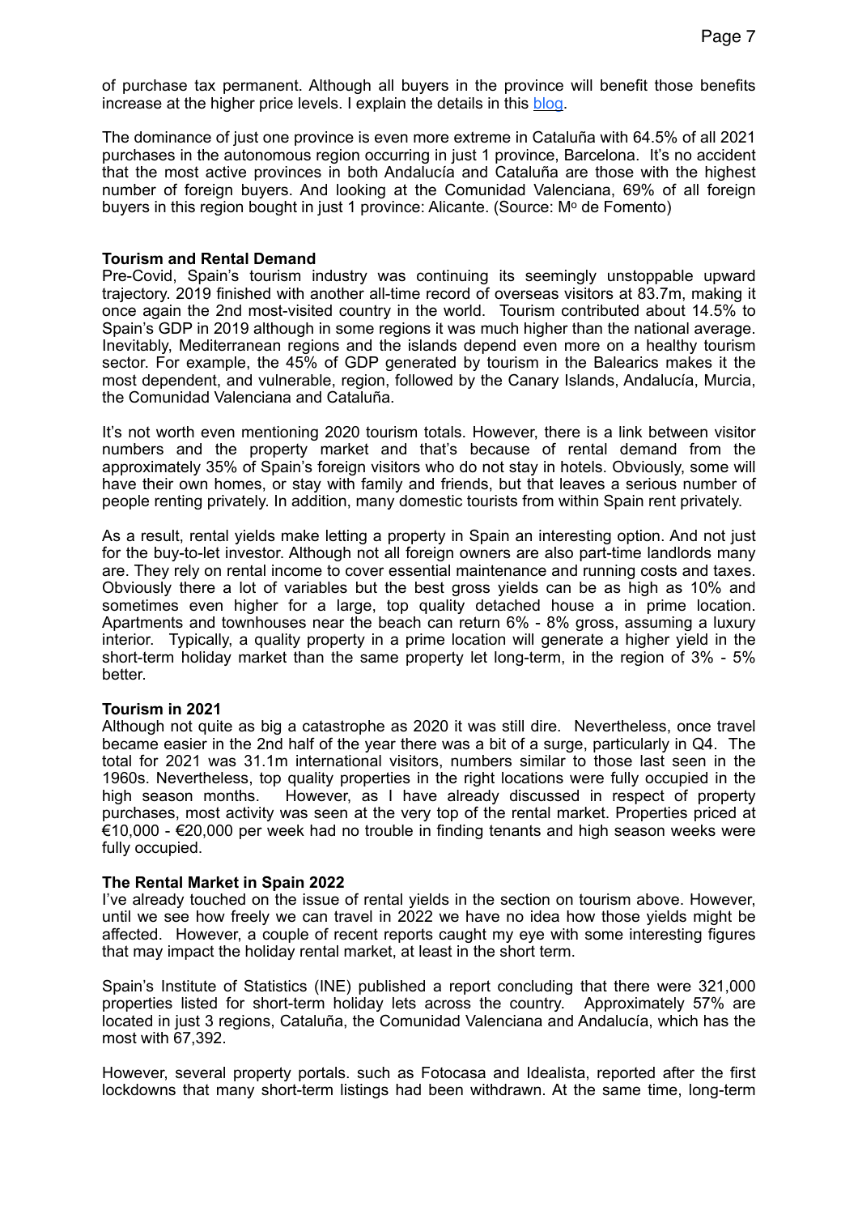of purchase tax permanent. Although all buyers in the province will benefit those benefits increase at the higher price levels. I explain the details in this blog.

The dominance of just one province is even more extreme in Cataluña with 64.5% of all 2021 purchases in the autonomous region occurring in just 1 province, Barcelona. It's no accident that the most active provinces in both Andalucía and Cataluña are those with the highest number of foreign buyers. And looking at the Comunidad Valenciana, 69% of all foreign buyers in this region bought in just 1 province: Alicante. (Source: Mº de Fomento)

**Tourism and Rental Demand**

Pre-Covid, Spain's tourism industry was continuing its seemingly unstoppable upward trajectory. 2019 finished with another all-time record of overseas visitors at 83.7m, making it once again the 2nd most-visited country in the world. Tourism contributed about 14.5% to Spain's GDP in 2019 although in some regions it was much higher than the national average. Inevitably, Mediterranean regions and the islands depend even more on a healthy tourism sector. For example, the 45% of GDP generated by tourism in the Balearics makes it the most dependent, and vulnerable, region, followed by the Canary Islands, Andalucía, Murcia, the Comunidad Valenciana and Cataluña.

It's not worth even mentioning 2020 tourism totals. However, there is a link between visitor numbers and the property market and that's because of rental demand from the approximately 35% of Spain's foreign visitors who do not stay in hotels. Obviously, some will have their own homes, or stay with family and friends, but that leaves a serious number of people renting privately. In addition, many domestic tourists from within Spain rent privately.

As a result, rental yields make letting a property in Spain an interesting option. And not just for the buy-to-let investor. Although not all foreign owners are also part-time landlords many are. They rely on rental income to cover essential maintenance and running costs and taxes. Obviously there a lot of variables but the best gross yields can be as high as 10% and sometimes even higher for a large, top quality detached house a in prime location. Apartments and townhouses near the beach can return 6% - 8% gross, assuming a luxury interior. Typically, a quality property in a prime location will generate a higher yield in the short-term holiday market than the same property let long-term, in the region of 3% - 5% better.

**Tourism in 2021**

Although not quite as big a catastrophe as 2020 it was still dire. Nevertheless, once travel became easier in the 2nd half of the year there was a bit of a surge, particularly in Q4. The total for 2021 was 31.1m international visitors, numbers similar to those last seen in the 1960s. Nevertheless, top quality properties in the right locations were fully occupied in the high season months. However, as I have already discussed in respect of property purchases, most activity was seen at the very top of the rental market. Properties priced at €10,000 - €20,000 per week had no trouble in finding tenants and high season weeks were fully occupied.

**The Rental Market in Spain 2022**

I've already touched on the issue of rental yields in the section on tourism above. However, until we see how freely we can travel in 2022 we have no idea how those yields might be affected. However, a couple of recent reports caught my eye with some interesting figures that may impact the holiday rental market, at least in the short term.

Spain's Institute of Statistics (INE) published a report concluding that there were 321,000 properties listed for short-term holiday lets across the country. Approximately 57% are located in just 3 regions, Cataluña, the Comunidad Valenciana and Andalucía, which has the most with 67,392.

However, several property portals. such as Fotocasa and Idealista, reported after the first lockdowns that many short-term listings had been withdrawn. At the same time, long-term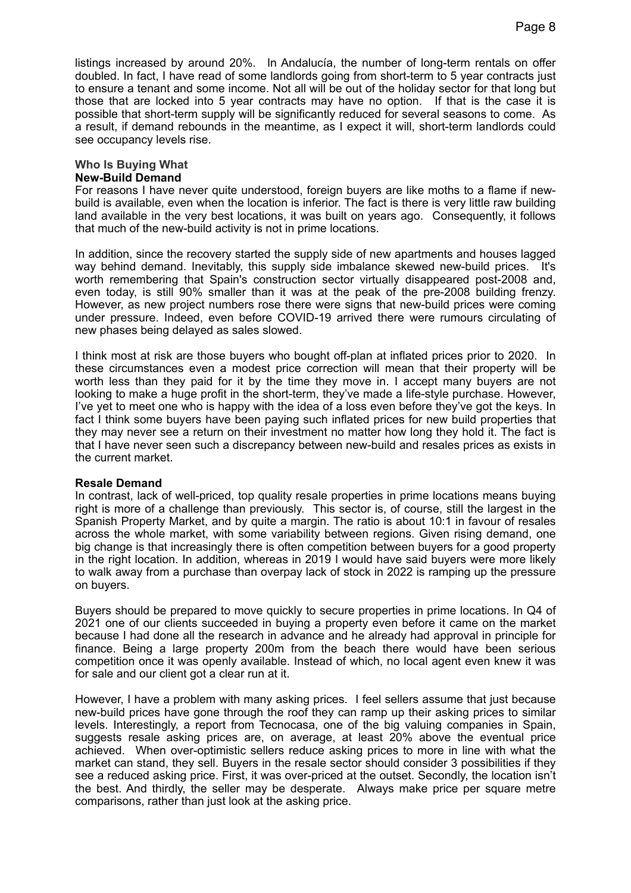listings increased by around 20%. In Andalucía, the number of long-term rentals on offer doubled. In fact, I have read of some landlords going from short-term to 5 year contracts just to ensure a tenant and some income. Not all will be out of the holiday sector for that long but those that are locked into 5 year contracts may have no option. If that is the case it is possible that short-term supply will be significantly reduced for several seasons to come. As a result, if demand rebounds in the meantime, as I expect it will, short-term landlords could see occupancy levels rise.

## Who Is Buying What

### New-Build Demand

For reasons I have never quite understood, foreign buyers are like moths to a flame if new-build is available, even when the location is inferior. The fact is there is very little raw building land available in the very best locations, it was built on years ago. Consequently, it follows that much of the new-build activity is not in prime locations.

In addition, since the recovery started the supply side of new apartments and houses lagged way behind demand. Inevitably, this supply side imbalance skewed new-build prices. It's worth remembering that Spain's construction sector virtually disappeared post-2008 and, even today, is still 90% smaller than it was at the peak of the pre-2008 building frenzy. However, as new project numbers rose there were signs that new-build prices were coming under pressure. Indeed, even before COVID-19 arrived there were rumours circulating of new phases being delayed as sales slowed.

I think most at risk are those buyers who bought off-plan at inflated prices prior to 2020. In these circumstances even a modest price correction will mean that their property will be worth less than they paid for it by the time they move in. I accept many buyers are not looking to make a huge profit in the short-term, they've made a life-style purchase. However, I've yet to meet one who is happy with the idea of a loss even before they've got the keys. In fact I think some buyers have been paying such inflated prices for new build properties that they may never see a return on their investment no matter how long they hold it. The fact is that I have never seen such a discrepancy between new-build and resales prices as exists in the current market.

### Resale Demand

In contrast, lack of well-priced, top quality resale properties in prime locations means buying right is more of a challenge than previously. This sector is, of course, still the largest in the Spanish Property Market, and by quite a margin. The ratio is about 10:1 in favour of resales across the whole market, with some variability between regions. Given rising demand, one big change is that increasingly there is often competition between buyers for a good property in the right location. In addition, whereas in 2019 I would have said buyers were more likely to walk away from a purchase than overpay lack of stock in 2022 is ramping up the pressure on buyers.

Buyers should be prepared to move quickly to secure properties in prime locations. In Q4 of 2021 one of our clients succeeded in buying a property even before it came on the market because I had done all the research in advance and he already had approval in principle for finance. Being a large property 200m from the beach there would have been serious competition once it was openly available. Instead of which, no local agent even knew it was for sale and our client got a clear run at it.

However, I have a problem with many asking prices. I feel sellers assume that just because new-build prices have gone through the roof they can ramp up their asking prices to similar levels. Interestingly, a report from Tecnocasa, one of the big valuing companies in Spain, suggests resale asking prices are, on average, at least 20% above the eventual price achieved. When over-optimistic sellers reduce asking prices to more in line with what the market can stand, they sell. Buyers in the resale sector should consider 3 possibilities if they see a reduced asking price. First, it was over-priced at the outset. Secondly, the location isn't the best. And thirdly, the seller may be desperate. Always make price per square metre comparisons, rather than just look at the asking price.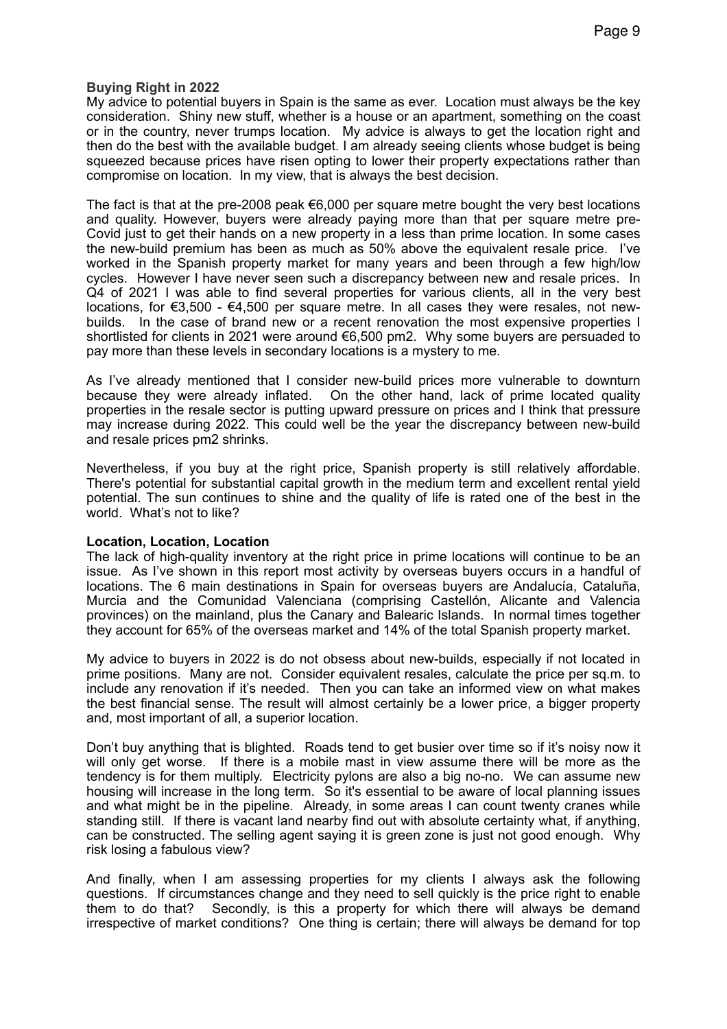**Buying Right in 2022**

My advice to potential buyers in Spain is the same as ever. Location must always be the key consideration. Shiny new stuff, whether is a house or an apartment, something on the coast or in the country, never trumps location. My advice is always to get the location right and then do the best with the available budget. I am already seeing clients whose budget is being squeezed because prices have risen opting to lower their property expectations rather than compromise on location. In my view, that is always the best decision.

The fact is that at the pre-2008 peak €6,000 per square metre bought the very best locations and quality. However, buyers were already paying more than that per square metre pre-Covid just to get their hands on a new property in a less than prime location. In some cases the new-build premium has been as much as 50% above the equivalent resale price. I've worked in the Spanish property market for many years and been through a few high/low cycles. However I have never seen such a discrepancy between new and resale prices. In Q4 of 2021 I was able to find several properties for various clients, all in the very best locations, for €3,500 - €4,500 per square metre. In all cases they were resales, not new-builds. In the case of brand new or a recent renovation the most expensive properties I shortlisted for clients in 2021 were around €6,500 pm2. Why some buyers are persuaded to pay more than these levels in secondary locations is a mystery to me.

As I've already mentioned that I consider new-build prices more vulnerable to downturn because they were already inflated. On the other hand, lack of prime located quality properties in the resale sector is putting upward pressure on prices and I think that pressure may increase during 2022. This could well be the year the discrepancy between new-build and resale prices pm2 shrinks.

Nevertheless, if you buy at the right price, Spanish property is still relatively affordable. There's potential for substantial capital growth in the medium term and excellent rental yield potential. The sun continues to shine and the quality of life is rated one of the best in the world. What's not to like?

**Location, Location, Location**

The lack of high-quality inventory at the right price in prime locations will continue to be an issue. As I've shown in this report most activity by overseas buyers occurs in a handful of locations. The 6 main destinations in Spain for overseas buyers are Andalucía, Cataluña, Murcia and the Comunidad Valenciana (comprising Castellón, Alicante and Valencia provinces) on the mainland, plus the Canary and Balearic Islands. In normal times together they account for 65% of the overseas market and 14% of the total Spanish property market.

My advice to buyers in 2022 is do not obsess about new-builds, especially if not located in prime positions. Many are not. Consider equivalent resales, calculate the price per sq.m. to include any renovation if it's needed. Then you can take an informed view on what makes the best financial sense. The result will almost certainly be a lower price, a bigger property and, most important of all, a superior location.

Don't buy anything that is blighted. Roads tend to get busier over time so if it's noisy now it will only get worse. If there is a mobile mast in view assume there will be more as the tendency is for them multiply. Electricity pylons are also a big no-no. We can assume new housing will increase in the long term. So it's essential to be aware of local planning issues and what might be in the pipeline. Already, in some areas I can count twenty cranes while standing still. If there is vacant land nearby find out with absolute certainty what, if anything, can be constructed. The selling agent saying it is green zone is just not good enough. Why risk losing a fabulous view?

And finally, when I am assessing properties for my clients I always ask the following questions. If circumstances change and they need to sell quickly is the price right to enable them to do that? Secondly, is this a property for which there will always be demand irrespective of market conditions? One thing is certain; there will always be demand for top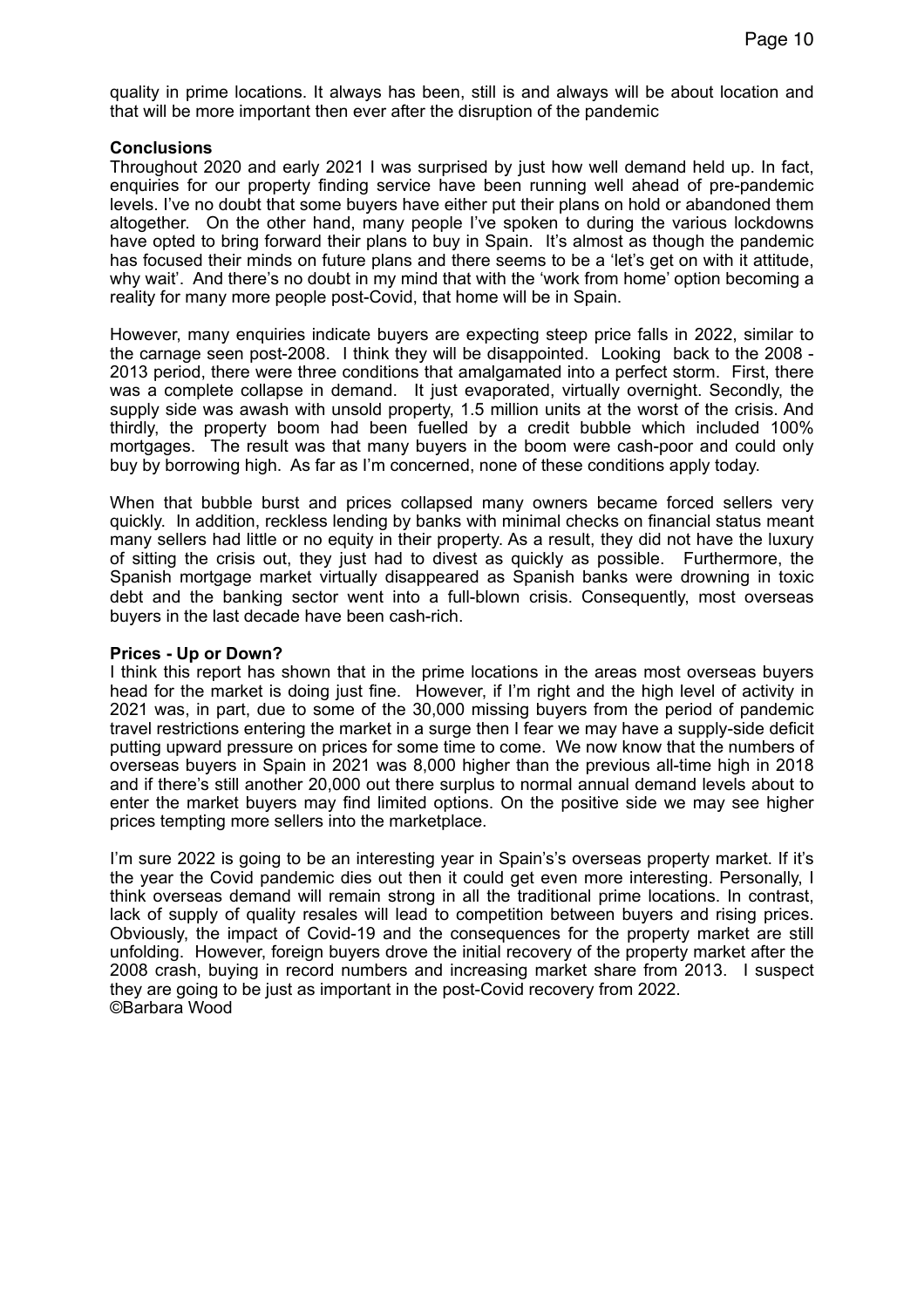quality in prime locations. It always has been, still is and always will be about location and that will be more important then ever after the disruption of the pandemic

**Conclusions**

Throughout 2020 and early 2021 I was surprised by just how well demand held up. In fact, enquiries for our property finding service have been running well ahead of pre-pandemic levels. I've no doubt that some buyers have either put their plans on hold or abandoned them altogether. On the other hand, many people I've spoken to during the various lockdowns have opted to bring forward their plans to buy in Spain. It's almost as though the pandemic has focused their minds on future plans and there seems to be a 'let's get on with it attitude, why wait'. And there's no doubt in my mind that with the 'work from home' option becoming a reality for many more people post-Covid, that home will be in Spain.

However, many enquiries indicate buyers are expecting steep price falls in 2022, similar to the carnage seen post-2008. I think they will be disappointed. Looking back to the 2008 - 2013 period, there were three conditions that amalgamated into a perfect storm. First, there was a complete collapse in demand. It just evaporated, virtually overnight. Secondly, the supply side was awash with unsold property, 1.5 million units at the worst of the crisis. And thirdly, the property boom had been fuelled by a credit bubble which included 100% mortgages. The result was that many buyers in the boom were cash-poor and could only buy by borrowing high. As far as I'm concerned, none of these conditions apply today.

When that bubble burst and prices collapsed many owners became forced sellers very quickly. In addition, reckless lending by banks with minimal checks on financial status meant many sellers had little or no equity in their property. As a result, they did not have the luxury of sitting the crisis out, they just had to divest as quickly as possible. Furthermore, the Spanish mortgage market virtually disappeared as Spanish banks were drowning in toxic debt and the banking sector went into a full-blown crisis. Consequently, most overseas buyers in the last decade have been cash-rich.

**Prices - Up or Down?**

I think this report has shown that in the prime locations in the areas most overseas buyers head for the market is doing just fine. However, if I'm right and the high level of activity in 2021 was, in part, due to some of the 30,000 missing buyers from the period of pandemic travel restrictions entering the market in a surge then I fear we may have a supply-side deficit putting upward pressure on prices for some time to come. We now know that the numbers of overseas buyers in Spain in 2021 was 8,000 higher than the previous all-time high in 2018 and if there's still another 20,000 out there surplus to normal annual demand levels about to enter the market buyers may find limited options. On the positive side we may see higher prices tempting more sellers into the marketplace.

I'm sure 2022 is going to be an interesting year in Spain's's overseas property market. If it's the year the Covid pandemic dies out then it could get even more interesting. Personally, I think overseas demand will remain strong in all the traditional prime locations. In contrast, lack of supply of quality resales will lead to competition between buyers and rising prices. Obviously, the impact of Covid-19 and the consequences for the property market are still unfolding. However, foreign buyers drove the initial recovery of the property market after the 2008 crash, buying in record numbers and increasing market share from 2013. I suspect they are going to be just as important in the post-Covid recovery from 2022.

©Barbara Wood